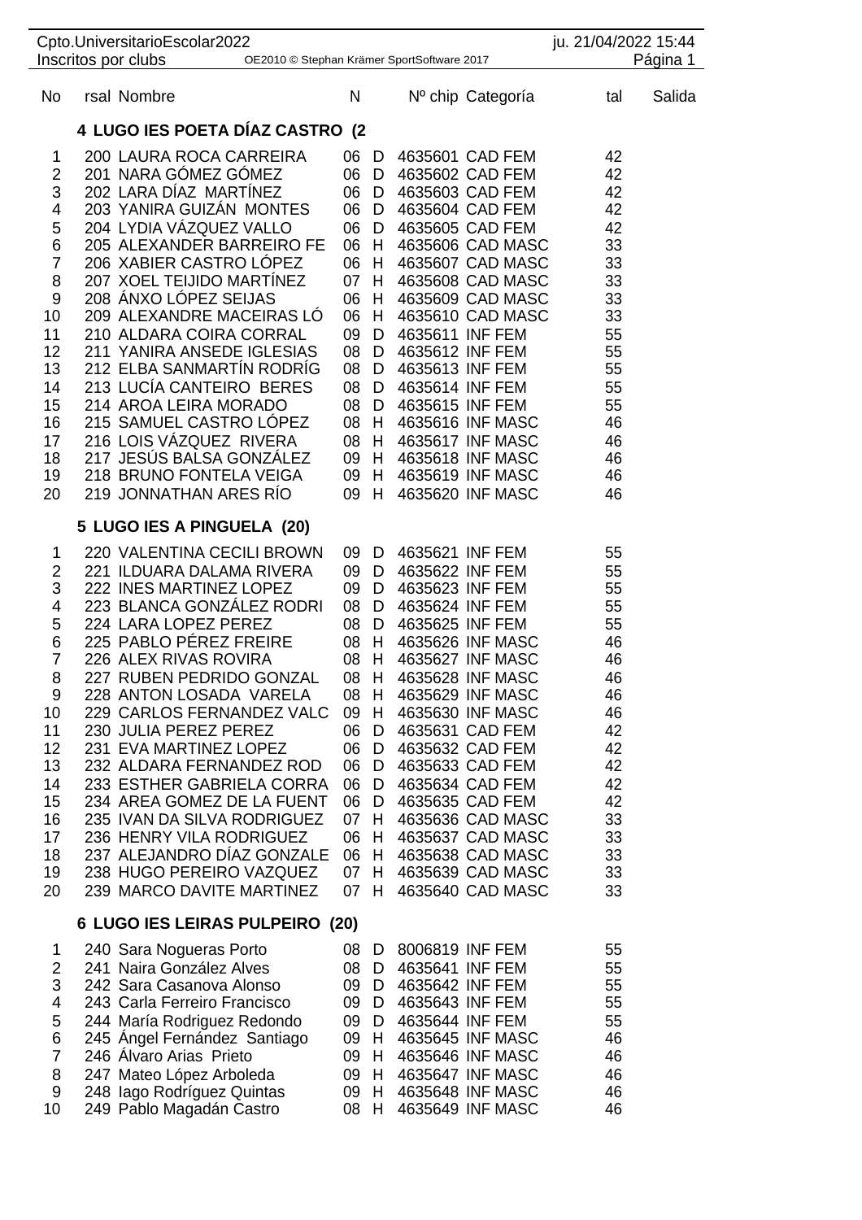Cpto.UniversitarioEscolar2022 — ju. 21/04/2022 15:44

Inscritos por clubs — OE2010 © Stephan Krämer SportSoftware 2017

| No | rsal | Nombre | N | | Nº chip | Categoría | tal | Salida |
|---|---|---|---|---|---|---|---|---|

### 4 LUGO IES POETA DÍAZ CASTRO (2

| No | rsal | Nombre | N | | Nº chip | Categoría | tal | Salida |
|---|---|---|---|---|---|---|---|---|
| 1 | 200 | LAURA ROCA CARREIRA | 06 | D | 4635601 | CAD FEM | 42 | |
| 2 | 201 | NARA GÓMEZ GÓMEZ | 06 | D | 4635602 | CAD FEM | 42 | |
| 3 | 202 | LARA DÍAZ MARTÍNEZ | 06 | D | 4635603 | CAD FEM | 42 | |
| 4 | 203 | YANIRA GUIZÁN MONTES | 06 | D | 4635604 | CAD FEM | 42 | |
| 5 | 204 | LYDIA VÁZQUEZ VALLO | 06 | D | 4635605 | CAD FEM | 42 | |
| 6 | 205 | ALEXANDER BARREIRO FE | 06 | H | 4635606 | CAD MASC | 33 | |
| 7 | 206 | XABIER CASTRO LÓPEZ | 06 | H | 4635607 | CAD MASC | 33 | |
| 8 | 207 | XOEL TEIJIDO MARTÍNEZ | 07 | H | 4635608 | CAD MASC | 33 | |
| 9 | 208 | ÁNXO LÓPEZ SEIJAS | 06 | H | 4635609 | CAD MASC | 33 | |
| 10 | 209 | ALEXANDRE MACEIRAS LÓ | 06 | H | 4635610 | CAD MASC | 33 | |
| 11 | 210 | ALDARA COIRA CORRAL | 09 | D | 4635611 | INF FEM | 55 | |
| 12 | 211 | YANIRA ANSEDE IGLESIAS | 08 | D | 4635612 | INF FEM | 55 | |
| 13 | 212 | ELBA SANMARTÍN RODRÍG | 08 | D | 4635613 | INF FEM | 55 | |
| 14 | 213 | LUCÍA CANTEIRO BERES | 08 | D | 4635614 | INF FEM | 55 | |
| 15 | 214 | AROA LEIRA MORADO | 08 | D | 4635615 | INF FEM | 55 | |
| 16 | 215 | SAMUEL CASTRO LÓPEZ | 08 | H | 4635616 | INF MASC | 46 | |
| 17 | 216 | LOIS VÁZQUEZ RIVERA | 08 | H | 4635617 | INF MASC | 46 | |
| 18 | 217 | JESÚS BALSA GONZÁLEZ | 09 | H | 4635618 | INF MASC | 46 | |
| 19 | 218 | BRUNO FONTELA VEIGA | 09 | H | 4635619 | INF MASC | 46 | |
| 20 | 219 | JONNATHAN ARES RÍO | 09 | H | 4635620 | INF MASC | 46 | |

### 5 LUGO IES A PINGUELA (20)

| No | rsal | Nombre | N | | Nº chip | Categoría | tal | Salida |
|---|---|---|---|---|---|---|---|---|
| 1 | 220 | VALENTINA CECILI BROWN | 09 | D | 4635621 | INF FEM | 55 | |
| 2 | 221 | ILDUARA DALAMA RIVERA | 09 | D | 4635622 | INF FEM | 55 | |
| 3 | 222 | INES MARTINEZ LOPEZ | 09 | D | 4635623 | INF FEM | 55 | |
| 4 | 223 | BLANCA GONZÁLEZ RODRI | 08 | D | 4635624 | INF FEM | 55 | |
| 5 | 224 | LARA LOPEZ PEREZ | 08 | D | 4635625 | INF FEM | 55 | |
| 6 | 225 | PABLO PÉREZ FREIRE | 08 | H | 4635626 | INF MASC | 46 | |
| 7 | 226 | ALEX RIVAS ROVIRA | 08 | H | 4635627 | INF MASC | 46 | |
| 8 | 227 | RUBEN PEDRIDO GONZAL | 08 | H | 4635628 | INF MASC | 46 | |
| 9 | 228 | ANTON LOSADA VARELA | 08 | H | 4635629 | INF MASC | 46 | |
| 10 | 229 | CARLOS FERNANDEZ VALC | 09 | H | 4635630 | INF MASC | 46 | |
| 11 | 230 | JULIA PEREZ PEREZ | 06 | D | 4635631 | CAD FEM | 42 | |
| 12 | 231 | EVA MARTINEZ LOPEZ | 06 | D | 4635632 | CAD FEM | 42 | |
| 13 | 232 | ALDARA FERNANDEZ ROD | 06 | D | 4635633 | CAD FEM | 42 | |
| 14 | 233 | ESTHER GABRIELA CORRA | 06 | D | 4635634 | CAD FEM | 42 | |
| 15 | 234 | AREA GOMEZ DE LA FUENT | 06 | D | 4635635 | CAD FEM | 42 | |
| 16 | 235 | IVAN DA SILVA RODRIGUEZ | 07 | H | 4635636 | CAD MASC | 33 | |
| 17 | 236 | HENRY VILA RODRIGUEZ | 06 | H | 4635637 | CAD MASC | 33 | |
| 18 | 237 | ALEJANDRO DÍAZ GONZALE | 06 | H | 4635638 | CAD MASC | 33 | |
| 19 | 238 | HUGO PEREIRO VAZQUEZ | 07 | H | 4635639 | CAD MASC | 33 | |
| 20 | 239 | MARCO DAVITE MARTINEZ | 07 | H | 4635640 | CAD MASC | 33 | |

### 6 LUGO IES LEIRAS PULPEIRO (20)

| No | rsal | Nombre | N | | Nº chip | Categoría | tal | Salida |
|---|---|---|---|---|---|---|---|---|
| 1 | 240 | Sara Nogueras Porto | 08 | D | 8006819 | INF FEM | 55 | |
| 2 | 241 | Naira González Alves | 08 | D | 4635641 | INF FEM | 55 | |
| 3 | 242 | Sara Casanova Alonso | 09 | D | 4635642 | INF FEM | 55 | |
| 4 | 243 | Carla Ferreiro Francisco | 09 | D | 4635643 | INF FEM | 55 | |
| 5 | 244 | María Rodriguez Redondo | 09 | D | 4635644 | INF FEM | 55 | |
| 6 | 245 | Ángel Fernández Santiago | 09 | H | 4635645 | INF MASC | 46 | |
| 7 | 246 | Álvaro Arias Prieto | 09 | H | 4635646 | INF MASC | 46 | |
| 8 | 247 | Mateo López Arboleda | 09 | H | 4635647 | INF MASC | 46 | |
| 9 | 248 | Iago Rodríguez Quintas | 09 | H | 4635648 | INF MASC | 46 | |
| 10 | 249 | Pablo Magadán Castro | 08 | H | 4635649 | INF MASC | 46 | |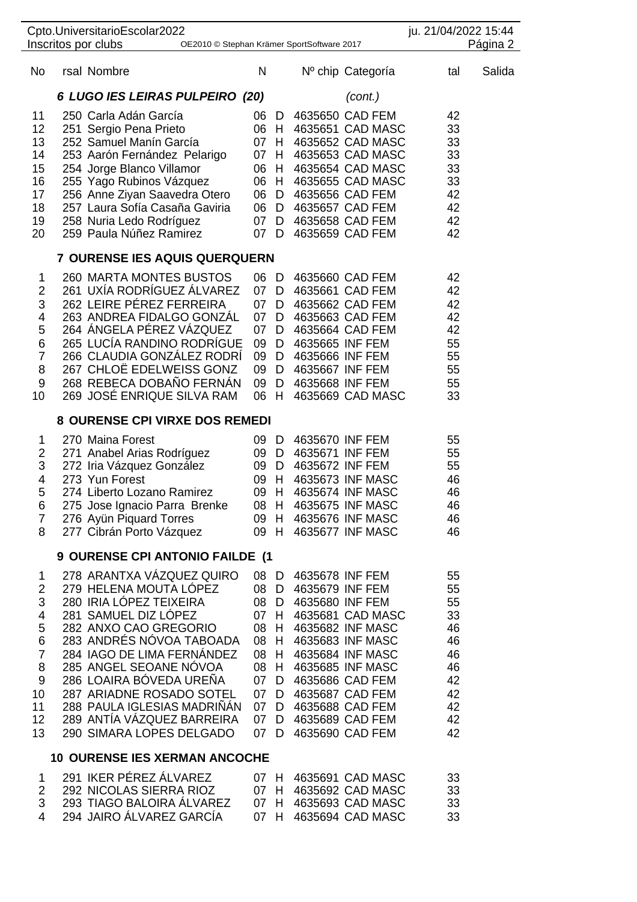| No | rsal | Nombre | N | | Nº chip | Categoría | tal | Salida |
|---|---|---|---|---|---|---|---|---|
| | | ***6 LUGO IES LEIRAS PULPEIRO (20)*** | | | | *(cont.)* | | |
| 11 | 250 | Carla Adán García | 06 | D | 4635650 | CAD FEM | 42 | |
| 12 | 251 | Sergio Pena Prieto | 06 | H | 4635651 | CAD MASC | 33 | |
| 13 | 252 | Samuel Manín García | 07 | H | 4635652 | CAD MASC | 33 | |
| 14 | 253 | Aarón Fernández Pelarigo | 07 | H | 4635653 | CAD MASC | 33 | |
| 15 | 254 | Jorge Blanco Villamor | 06 | H | 4635654 | CAD MASC | 33 | |
| 16 | 255 | Yago Rubinos Vázquez | 06 | H | 4635655 | CAD MASC | 33 | |
| 17 | 256 | Anne Ziyan Saavedra Otero | 06 | D | 4635656 | CAD FEM | 42 | |
| 18 | 257 | Laura Sofía Casaña Gaviria | 06 | D | 4635657 | CAD FEM | 42 | |
| 19 | 258 | Nuria Ledo Rodríguez | 07 | D | 4635658 | CAD FEM | 42 | |
| 20 | 259 | Paula Núñez Ramirez | 07 | D | 4635659 | CAD FEM | 42 | |
| | | **7 OURENSE IES AQUIS QUERQUERN** | | | | | | |
| 1 | 260 | MARTA MONTES BUSTOS | 06 | D | 4635660 | CAD FEM | 42 | |
| 2 | 261 | UXÍA RODRÍGUEZ ÁLVAREZ | 07 | D | 4635661 | CAD FEM | 42 | |
| 3 | 262 | LEIRE PÉREZ FERREIRA | 07 | D | 4635662 | CAD FEM | 42 | |
| 4 | 263 | ANDREA FIDALGO GONZÁL | 07 | D | 4635663 | CAD FEM | 42 | |
| 5 | 264 | ÁNGELA PÉREZ VÁZQUEZ | 07 | D | 4635664 | CAD FEM | 42 | |
| 6 | 265 | LUCÍA RANDINO RODRÍGUE | 09 | D | 4635665 | INF FEM | 55 | |
| 7 | 266 | CLAUDIA GONZÁLEZ RODRÍ | 09 | D | 4635666 | INF FEM | 55 | |
| 8 | 267 | CHLOË EDELWEISS GONZ | 09 | D | 4635667 | INF FEM | 55 | |
| 9 | 268 | REBECA DOBAÑO FERNÁN | 09 | D | 4635668 | INF FEM | 55 | |
| 10 | 269 | JOSÉ ENRIQUE SILVA RAM | 06 | H | 4635669 | CAD MASC | 33 | |
| | | **8 OURENSE CPI VIRXE DOS REMEDI** | | | | | | |
| 1 | 270 | Maina Forest | 09 | D | 4635670 | INF FEM | 55 | |
| 2 | 271 | Anabel Arias Rodríguez | 09 | D | 4635671 | INF FEM | 55 | |
| 3 | 272 | Iria Vázquez González | 09 | D | 4635672 | INF FEM | 55 | |
| 4 | 273 | Yun Forest | 09 | H | 4635673 | INF MASC | 46 | |
| 5 | 274 | Liberto Lozano Ramirez | 09 | H | 4635674 | INF MASC | 46 | |
| 6 | 275 | Jose Ignacio Parra Brenke | 08 | H | 4635675 | INF MASC | 46 | |
| 7 | 276 | Ayün Piquard Torres | 09 | H | 4635676 | INF MASC | 46 | |
| 8 | 277 | Cibrán Porto Vázquez | 09 | H | 4635677 | INF MASC | 46 | |
| | | **9 OURENSE CPI ANTONIO FAILDE (1** | | | | | | |
| 1 | 278 | ARANTXA VÁZQUEZ QUIRO | 08 | D | 4635678 | INF FEM | 55 | |
| 2 | 279 | HELENA MOUTA LÓPEZ | 08 | D | 4635679 | INF FEM | 55 | |
| 3 | 280 | IRIA LÓPEZ TEIXEIRA | 08 | D | 4635680 | INF FEM | 55 | |
| 4 | 281 | SAMUEL DIZ LÓPEZ | 07 | H | 4635681 | CAD MASC | 33 | |
| 5 | 282 | ANXO CAO GREGORIO | 08 | H | 4635682 | INF MASC | 46 | |
| 6 | 283 | ANDRÉS NÓVOA TABOADA | 08 | H | 4635683 | INF MASC | 46 | |
| 7 | 284 | IAGO DE LIMA FERNÁNDEZ | 08 | H | 4635684 | INF MASC | 46 | |
| 8 | 285 | ANGEL SEOANE NÓVOA | 08 | H | 4635685 | INF MASC | 46 | |
| 9 | 286 | LOAIRA BÓVEDA UREÑA | 07 | D | 4635686 | CAD FEM | 42 | |
| 10 | 287 | ARIADNE ROSADO SOTEL | 07 | D | 4635687 | CAD FEM | 42 | |
| 11 | 288 | PAULA IGLESIAS MADRIÑÁN | 07 | D | 4635688 | CAD FEM | 42 | |
| 12 | 289 | ANTÍA VÁZQUEZ BARREIRA | 07 | D | 4635689 | CAD FEM | 42 | |
| 13 | 290 | SIMARA LOPES DELGADO | 07 | D | 4635690 | CAD FEM | 42 | |
| | | **10 OURENSE IES XERMAN ANCOCHE** | | | | | | |
| 1 | 291 | IKER PÉREZ ÁLVAREZ | 07 | H | 4635691 | CAD MASC | 33 | |
| 2 | 292 | NICOLAS SIERRA RIOZ | 07 | H | 4635692 | CAD MASC | 33 | |
| 3 | 293 | TIAGO BALOIRA ÁLVAREZ | 07 | H | 4635693 | CAD MASC | 33 | |
| 4 | 294 | JAIRO ÁLVAREZ GARCÍA | 07 | H | 4635694 | CAD MASC | 33 | |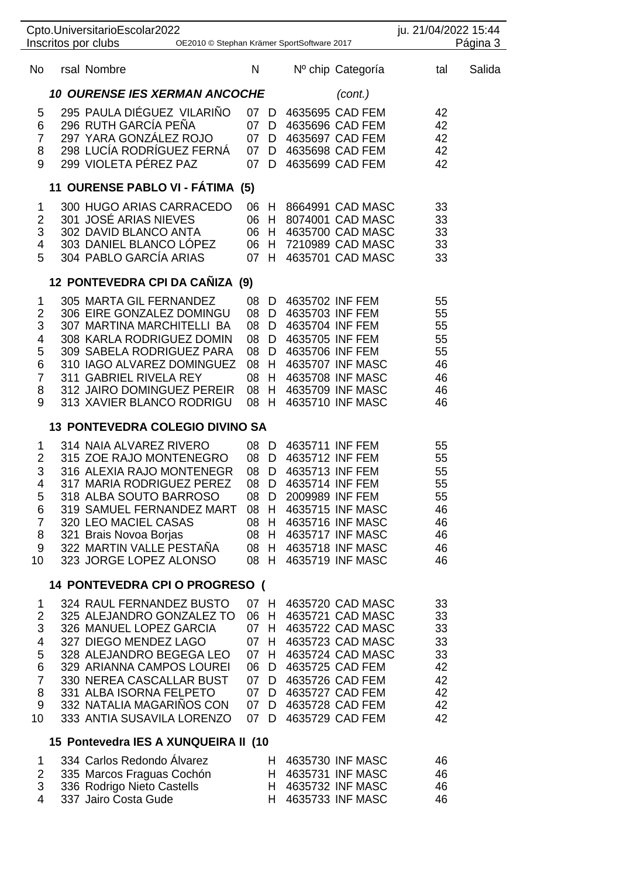| No | rsal | Nombre | N | | Nº chip | Categoría | tal | Salida |
|---|---|---|---|---|---|---|---|---|
| | | ***10 OURENSE IES XERMAN ANCOCHE*** | | | | *(cont.)* | | |
| 5 | 295 | PAULA DIÉGUEZ VILARIÑO | 07 | D | 4635695 | CAD FEM | 42 | |
| 6 | 296 | RUTH GARCÍA PEÑA | 07 | D | 4635696 | CAD FEM | 42 | |
| 7 | 297 | YARA GONZÁLEZ ROJO | 07 | D | 4635697 | CAD FEM | 42 | |
| 8 | 298 | LUCÍA RODRÍGUEZ FERNÁ | 07 | D | 4635698 | CAD FEM | 42 | |
| 9 | 299 | VIOLETA PÉREZ PAZ | 07 | D | 4635699 | CAD FEM | 42 | |
| | | **11 OURENSE PABLO VI - FÁTIMA (5)** | | | | | | |
| 1 | 300 | HUGO ARIAS CARRACEDO | 06 | H | 8664991 | CAD MASC | 33 | |
| 2 | 301 | JOSÉ ARIAS NIEVES | 06 | H | 8074001 | CAD MASC | 33 | |
| 3 | 302 | DAVID BLANCO ANTA | 06 | H | 4635700 | CAD MASC | 33 | |
| 4 | 303 | DANIEL BLANCO LÓPEZ | 06 | H | 7210989 | CAD MASC | 33 | |
| 5 | 304 | PABLO GARCÍA ARIAS | 07 | H | 4635701 | CAD MASC | 33 | |
| | | **12 PONTEVEDRA CPI DA CAÑIZA (9)** | | | | | | |
| 1 | 305 | MARTA GIL FERNANDEZ | 08 | D | 4635702 | INF FEM | 55 | |
| 2 | 306 | EIRE GONZALEZ DOMINGU | 08 | D | 4635703 | INF FEM | 55 | |
| 3 | 307 | MARTINA MARCHITELLI BA | 08 | D | 4635704 | INF FEM | 55 | |
| 4 | 308 | KARLA RODRIGUEZ DOMIN | 08 | D | 4635705 | INF FEM | 55 | |
| 5 | 309 | SABELA RODRIGUEZ PARA | 08 | D | 4635706 | INF FEM | 55 | |
| 6 | 310 | IAGO ALVAREZ DOMINGUEZ | 08 | H | 4635707 | INF MASC | 46 | |
| 7 | 311 | GABRIEL RIVELA REY | 08 | H | 4635708 | INF MASC | 46 | |
| 8 | 312 | JAIRO DOMINGUEZ PEREIR | 08 | H | 4635709 | INF MASC | 46 | |
| 9 | 313 | XAVIER BLANCO RODRIGU | 08 | H | 4635710 | INF MASC | 46 | |
| | | **13 PONTEVEDRA COLEGIO DIVINO SA** | | | | | | |
| 1 | 314 | NAIA ALVAREZ RIVERO | 08 | D | 4635711 | INF FEM | 55 | |
| 2 | 315 | ZOE RAJO MONTENEGRO | 08 | D | 4635712 | INF FEM | 55 | |
| 3 | 316 | ALEXIA RAJO MONTENEGR | 08 | D | 4635713 | INF FEM | 55 | |
| 4 | 317 | MARIA RODRIGUEZ PEREZ | 08 | D | 4635714 | INF FEM | 55 | |
| 5 | 318 | ALBA SOUTO BARROSO | 08 | D | 2009989 | INF FEM | 55 | |
| 6 | 319 | SAMUEL FERNANDEZ MART | 08 | H | 4635715 | INF MASC | 46 | |
| 7 | 320 | LEO MACIEL CASAS | 08 | H | 4635716 | INF MASC | 46 | |
| 8 | 321 | Brais Novoa Borjas | 08 | H | 4635717 | INF MASC | 46 | |
| 9 | 322 | MARTIN VALLE PESTAÑA | 08 | H | 4635718 | INF MASC | 46 | |
| 10 | 323 | JORGE LOPEZ ALONSO | 08 | H | 4635719 | INF MASC | 46 | |
| | | **14 PONTEVEDRA CPI O PROGRESO (** | | | | | | |
| 1 | 324 | RAUL FERNANDEZ BUSTO | 07 | H | 4635720 | CAD MASC | 33 | |
| 2 | 325 | ALEJANDRO GONZALEZ TO | 06 | H | 4635721 | CAD MASC | 33 | |
| 3 | 326 | MANUEL LOPEZ GARCIA | 07 | H | 4635722 | CAD MASC | 33 | |
| 4 | 327 | DIEGO MENDEZ LAGO | 07 | H | 4635723 | CAD MASC | 33 | |
| 5 | 328 | ALEJANDRO BEGEGA LEO | 07 | H | 4635724 | CAD MASC | 33 | |
| 6 | 329 | ARIANNA CAMPOS LOUREI | 06 | D | 4635725 | CAD FEM | 42 | |
| 7 | 330 | NEREA CASCALLAR BUST | 07 | D | 4635726 | CAD FEM | 42 | |
| 8 | 331 | ALBA ISORNA FELPETO | 07 | D | 4635727 | CAD FEM | 42 | |
| 9 | 332 | NATALIA MAGARIÑOS CON | 07 | D | 4635728 | CAD FEM | 42 | |
| 10 | 333 | ANTIA SUSAVILA LORENZO | 07 | D | 4635729 | CAD FEM | 42 | |
| | | **15 Pontevedra IES A XUNQUEIRA II (10** | | | | | | |
| 1 | 334 | Carlos Redondo Álvarez | | H | 4635730 | INF MASC | 46 | |
| 2 | 335 | Marcos Fraguas Cochón | | H | 4635731 | INF MASC | 46 | |
| 3 | 336 | Rodrigo Nieto Castells | | H | 4635732 | INF MASC | 46 | |
| 4 | 337 | Jairo Costa Gude | | H | 4635733 | INF MASC | 46 | |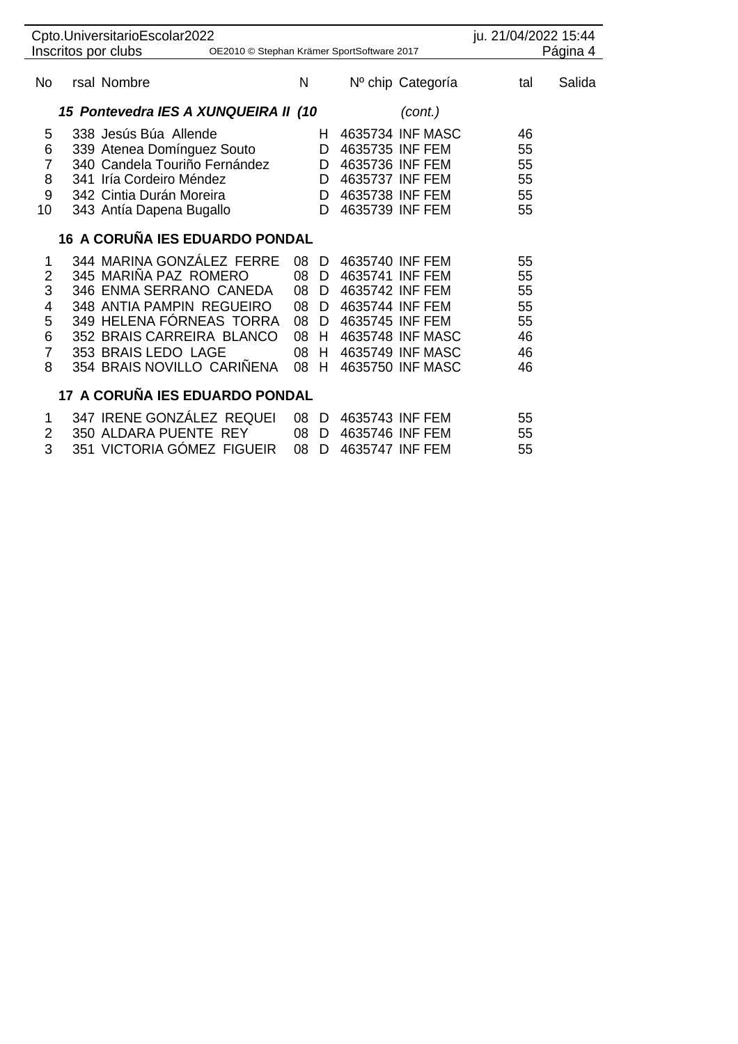| No | rsal | Nombre | N | | Nº chip | Categoría | tal | Salida |
|---|---|---|---|---|---|---|---|---|
| ***15 Pontevedra IES A XUNQUEIRA II (10*** | | | | | | *(cont.)* | | |
| 5 | 338 | Jesús Búa Allende | | H | 4635734 | INF MASC | 46 | |
| 6 | 339 | Atenea Domínguez Souto | | D | 4635735 | INF FEM | 55 | |
| 7 | 340 | Candela Touriño Fernández | | D | 4635736 | INF FEM | 55 | |
| 8 | 341 | Iría Cordeiro Méndez | | D | 4635737 | INF FEM | 55 | |
| 9 | 342 | Cintia Durán Moreira | | D | 4635738 | INF FEM | 55 | |
| 10 | 343 | Antía Dapena Bugallo | | D | 4635739 | INF FEM | 55 | |
| **16 A CORUÑA IES EDUARDO PONDAL** | | | | | | | | |
| 1 | 344 | MARINA GONZÁLEZ FERRE | 08 | D | 4635740 | INF FEM | 55 | |
| 2 | 345 | MARIÑA PAZ ROMERO | 08 | D | 4635741 | INF FEM | 55 | |
| 3 | 346 | ENMA SERRANO CANEDA | 08 | D | 4635742 | INF FEM | 55 | |
| 4 | 348 | ANTIA PAMPIN REGUEIRO | 08 | D | 4635744 | INF FEM | 55 | |
| 5 | 349 | HELENA FÓRNEAS TORRA | 08 | D | 4635745 | INF FEM | 55 | |
| 6 | 352 | BRAIS CARREIRA BLANCO | 08 | H | 4635748 | INF MASC | 46 | |
| 7 | 353 | BRAIS LEDO LAGE | 08 | H | 4635749 | INF MASC | 46 | |
| 8 | 354 | BRAIS NOVILLO CARIÑENA | 08 | H | 4635750 | INF MASC | 46 | |
| **17 A CORUÑA IES EDUARDO PONDAL** | | | | | | | | |
| 1 | 347 | IRENE GONZÁLEZ REQUEI | 08 | D | 4635743 | INF FEM | 55 | |
| 2 | 350 | ALDARA PUENTE REY | 08 | D | 4635746 | INF FEM | 55 | |
| 3 | 351 | VICTORIA GÓMEZ FIGUEIR | 08 | D | 4635747 | INF FEM | 55 | |